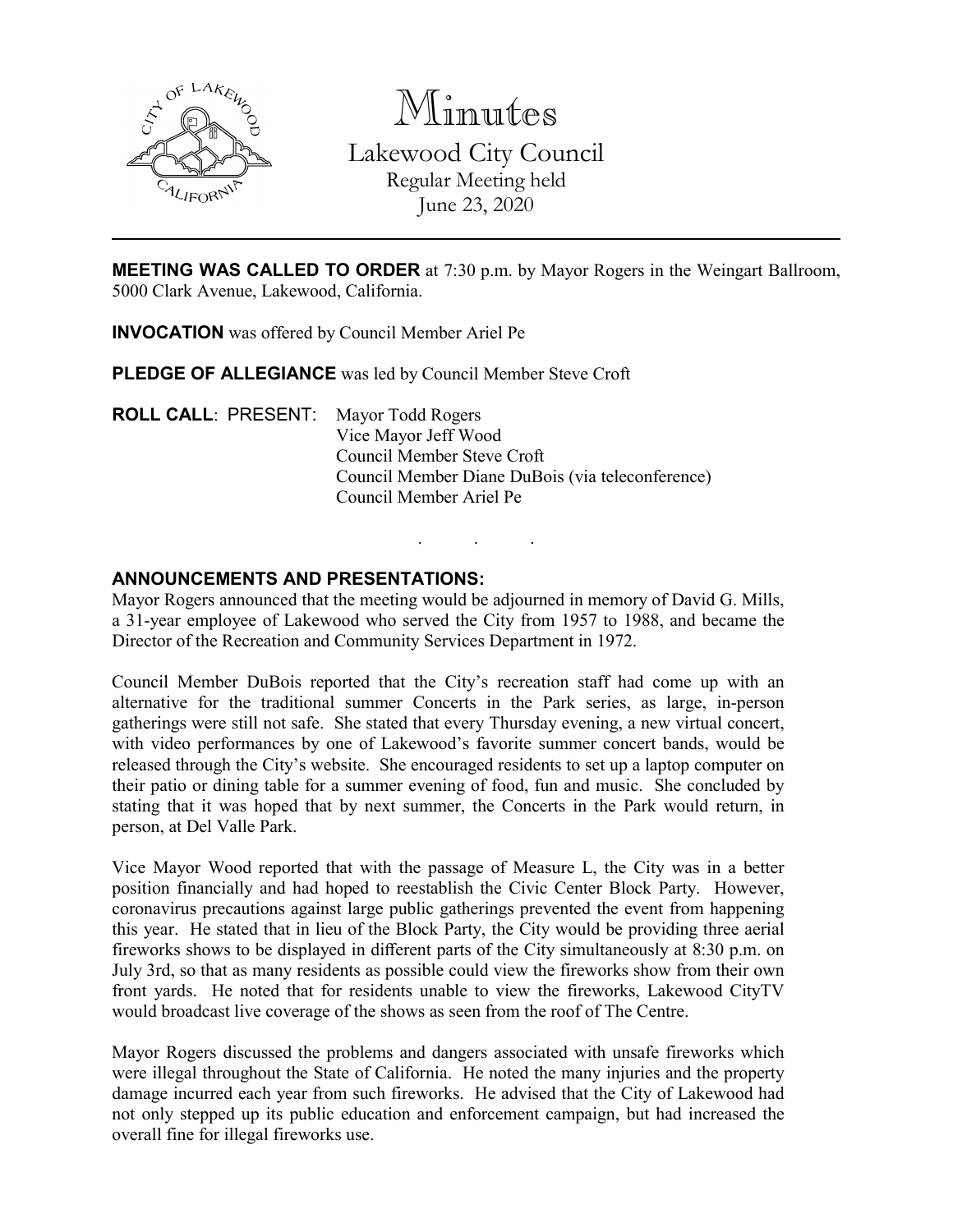# Minutes

## Lakewood City Council

Regular Meeting held
June 23, 2020

---

**MEETING WAS CALLED TO ORDER** at 7:30 p.m. by Mayor Rogers in the Weingart Ballroom, 5000 Clark Avenue, Lakewood, California.

**INVOCATION** was offered by Council Member Ariel Pe

**PLEDGE OF ALLEGIANCE** was led by Council Member Steve Croft

**ROLL CALL**: PRESENT: Mayor Todd Rogers
Vice Mayor Jeff Wood
Council Member Steve Croft
Council Member Diane DuBois (via teleconference)
Council Member Ariel Pe

. . .

**ANNOUNCEMENTS AND PRESENTATIONS:**

Mayor Rogers announced that the meeting would be adjourned in memory of David G. Mills, a 31-year employee of Lakewood who served the City from 1957 to 1988, and became the Director of the Recreation and Community Services Department in 1972.

Council Member DuBois reported that the City's recreation staff had come up with an alternative for the traditional summer Concerts in the Park series, as large, in-person gatherings were still not safe. She stated that every Thursday evening, a new virtual concert, with video performances by one of Lakewood's favorite summer concert bands, would be released through the City's website. She encouraged residents to set up a laptop computer on their patio or dining table for a summer evening of food, fun and music. She concluded by stating that it was hoped that by next summer, the Concerts in the Park would return, in person, at Del Valle Park.

Vice Mayor Wood reported that with the passage of Measure L, the City was in a better position financially and had hoped to reestablish the Civic Center Block Party. However, coronavirus precautions against large public gatherings prevented the event from happening this year. He stated that in lieu of the Block Party, the City would be providing three aerial fireworks shows to be displayed in different parts of the City simultaneously at 8:30 p.m. on July 3rd, so that as many residents as possible could view the fireworks show from their own front yards. He noted that for residents unable to view the fireworks, Lakewood CityTV would broadcast live coverage of the shows as seen from the roof of The Centre.

Mayor Rogers discussed the problems and dangers associated with unsafe fireworks which were illegal throughout the State of California. He noted the many injuries and the property damage incurred each year from such fireworks. He advised that the City of Lakewood had not only stepped up its public education and enforcement campaign, but had increased the overall fine for illegal fireworks use.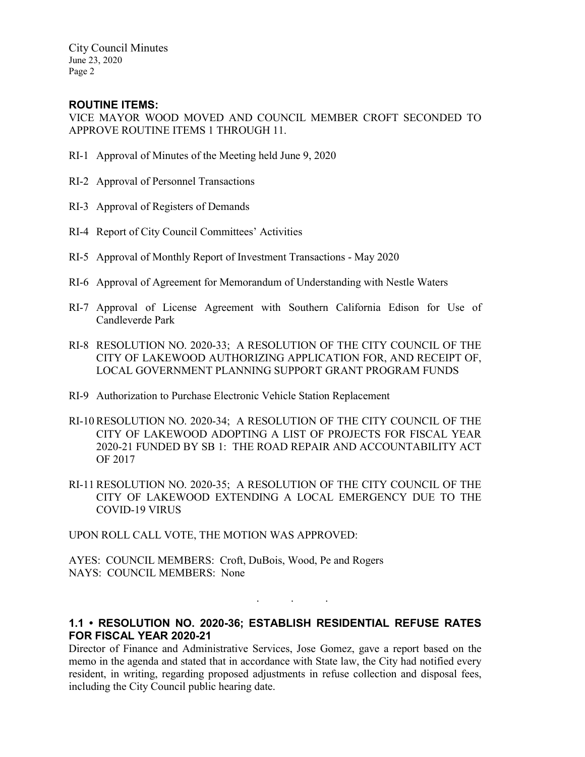## ROUTINE ITEMS:

VICE MAYOR WOOD MOVED AND COUNCIL MEMBER CROFT SECONDED TO APPROVE ROUTINE ITEMS 1 THROUGH 11.

RI-1 Approval of Minutes of the Meeting held June 9, 2020

RI-2 Approval of Personnel Transactions

RI-3 Approval of Registers of Demands

RI-4 Report of City Council Committees' Activities

RI-5 Approval of Monthly Report of Investment Transactions - May 2020

RI-6 Approval of Agreement for Memorandum of Understanding with Nestle Waters

RI-7 Approval of License Agreement with Southern California Edison for Use of Candleverde Park

RI-8 RESOLUTION NO. 2020-33; A RESOLUTION OF THE CITY COUNCIL OF THE CITY OF LAKEWOOD AUTHORIZING APPLICATION FOR, AND RECEIPT OF, LOCAL GOVERNMENT PLANNING SUPPORT GRANT PROGRAM FUNDS

RI-9 Authorization to Purchase Electronic Vehicle Station Replacement

RI-10 RESOLUTION NO. 2020-34; A RESOLUTION OF THE CITY COUNCIL OF THE CITY OF LAKEWOOD ADOPTING A LIST OF PROJECTS FOR FISCAL YEAR 2020-21 FUNDED BY SB 1: THE ROAD REPAIR AND ACCOUNTABILITY ACT OF 2017

RI-11 RESOLUTION NO. 2020-35; A RESOLUTION OF THE CITY COUNCIL OF THE CITY OF LAKEWOOD EXTENDING A LOCAL EMERGENCY DUE TO THE COVID-19 VIRUS

UPON ROLL CALL VOTE, THE MOTION WAS APPROVED:

AYES: COUNCIL MEMBERS: Croft, DuBois, Wood, Pe and Rogers
NAYS: COUNCIL MEMBERS: None

. . .

## 1.1 • RESOLUTION NO. 2020-36; ESTABLISH RESIDENTIAL REFUSE RATES FOR FISCAL YEAR 2020-21

Director of Finance and Administrative Services, Jose Gomez, gave a report based on the memo in the agenda and stated that in accordance with State law, the City had notified every resident, in writing, regarding proposed adjustments in refuse collection and disposal fees, including the City Council public hearing date.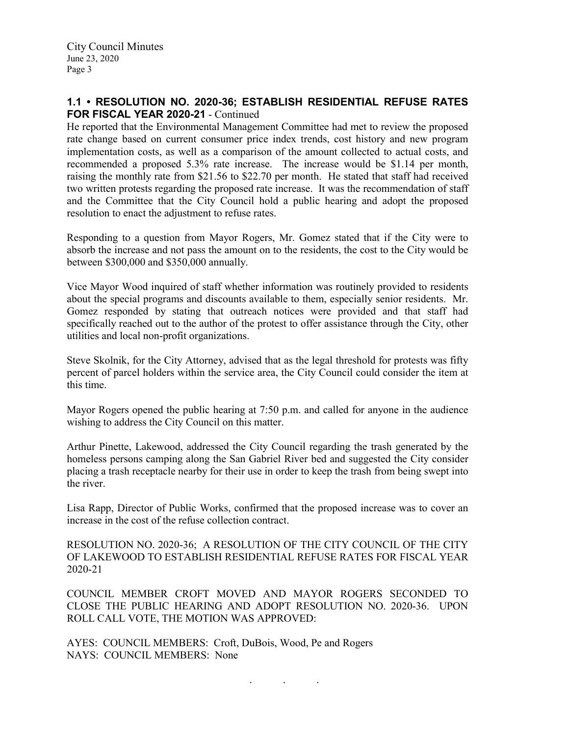## 1.1 • RESOLUTION NO. 2020-36; ESTABLISH RESIDENTIAL REFUSE RATES FOR FISCAL YEAR 2020-21 - Continued

He reported that the Environmental Management Committee had met to review the proposed rate change based on current consumer price index trends, cost history and new program implementation costs, as well as a comparison of the amount collected to actual costs, and recommended a proposed 5.3% rate increase. The increase would be $1.14 per month, raising the monthly rate from $21.56 to $22.70 per month. He stated that staff had received two written protests regarding the proposed rate increase. It was the recommendation of staff and the Committee that the City Council hold a public hearing and adopt the proposed resolution to enact the adjustment to refuse rates.

Responding to a question from Mayor Rogers, Mr. Gomez stated that if the City were to absorb the increase and not pass the amount on to the residents, the cost to the City would be between $300,000 and $350,000 annually.

Vice Mayor Wood inquired of staff whether information was routinely provided to residents about the special programs and discounts available to them, especially senior residents. Mr. Gomez responded by stating that outreach notices were provided and that staff had specifically reached out to the author of the protest to offer assistance through the City, other utilities and local non-profit organizations.

Steve Skolnik, for the City Attorney, advised that as the legal threshold for protests was fifty percent of parcel holders within the service area, the City Council could consider the item at this time.

Mayor Rogers opened the public hearing at 7:50 p.m. and called for anyone in the audience wishing to address the City Council on this matter.

Arthur Pinette, Lakewood, addressed the City Council regarding the trash generated by the homeless persons camping along the San Gabriel River bed and suggested the City consider placing a trash receptacle nearby for their use in order to keep the trash from being swept into the river.

Lisa Rapp, Director of Public Works, confirmed that the proposed increase was to cover an increase in the cost of the refuse collection contract.

RESOLUTION NO. 2020-36; A RESOLUTION OF THE CITY COUNCIL OF THE CITY OF LAKEWOOD TO ESTABLISH RESIDENTIAL REFUSE RATES FOR FISCAL YEAR 2020-21

COUNCIL MEMBER CROFT MOVED AND MAYOR ROGERS SECONDED TO CLOSE THE PUBLIC HEARING AND ADOPT RESOLUTION NO. 2020-36. UPON ROLL CALL VOTE, THE MOTION WAS APPROVED:

AYES: COUNCIL MEMBERS: Croft, DuBois, Wood, Pe and Rogers
NAYS: COUNCIL MEMBERS: None

. . .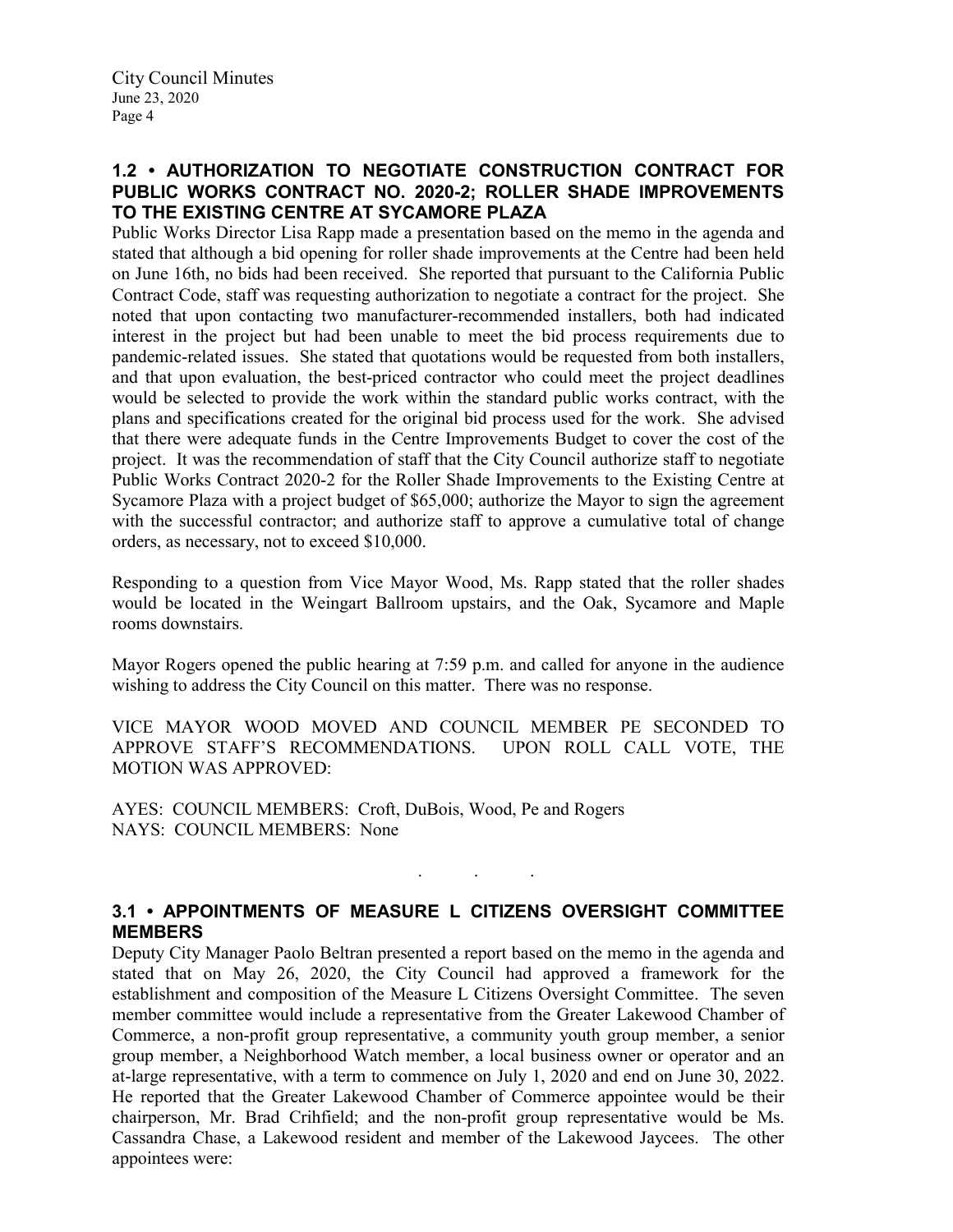### 1.2 • AUTHORIZATION TO NEGOTIATE CONSTRUCTION CONTRACT FOR PUBLIC WORKS CONTRACT NO. 2020-2; ROLLER SHADE IMPROVEMENTS TO THE EXISTING CENTRE AT SYCAMORE PLAZA

Public Works Director Lisa Rapp made a presentation based on the memo in the agenda and stated that although a bid opening for roller shade improvements at the Centre had been held on June 16th, no bids had been received. She reported that pursuant to the California Public Contract Code, staff was requesting authorization to negotiate a contract for the project. She noted that upon contacting two manufacturer-recommended installers, both had indicated interest in the project but had been unable to meet the bid process requirements due to pandemic-related issues. She stated that quotations would be requested from both installers, and that upon evaluation, the best-priced contractor who could meet the project deadlines would be selected to provide the work within the standard public works contract, with the plans and specifications created for the original bid process used for the work. She advised that there were adequate funds in the Centre Improvements Budget to cover the cost of the project. It was the recommendation of staff that the City Council authorize staff to negotiate Public Works Contract 2020-2 for the Roller Shade Improvements to the Existing Centre at Sycamore Plaza with a project budget of $65,000; authorize the Mayor to sign the agreement with the successful contractor; and authorize staff to approve a cumulative total of change orders, as necessary, not to exceed $10,000.

Responding to a question from Vice Mayor Wood, Ms. Rapp stated that the roller shades would be located in the Weingart Ballroom upstairs, and the Oak, Sycamore and Maple rooms downstairs.

Mayor Rogers opened the public hearing at 7:59 p.m. and called for anyone in the audience wishing to address the City Council on this matter. There was no response.

VICE MAYOR WOOD MOVED AND COUNCIL MEMBER PE SECONDED TO APPROVE STAFF'S RECOMMENDATIONS. UPON ROLL CALL VOTE, THE MOTION WAS APPROVED:

AYES: COUNCIL MEMBERS: Croft, DuBois, Wood, Pe and Rogers
NAYS: COUNCIL MEMBERS: None

. . .

### 3.1 • APPOINTMENTS OF MEASURE L CITIZENS OVERSIGHT COMMITTEE MEMBERS

Deputy City Manager Paolo Beltran presented a report based on the memo in the agenda and stated that on May 26, 2020, the City Council had approved a framework for the establishment and composition of the Measure L Citizens Oversight Committee. The seven member committee would include a representative from the Greater Lakewood Chamber of Commerce, a non-profit group representative, a community youth group member, a senior group member, a Neighborhood Watch member, a local business owner or operator and an at-large representative, with a term to commence on July 1, 2020 and end on June 30, 2022. He reported that the Greater Lakewood Chamber of Commerce appointee would be their chairperson, Mr. Brad Crihfield; and the non-profit group representative would be Ms. Cassandra Chase, a Lakewood resident and member of the Lakewood Jaycees. The other appointees were: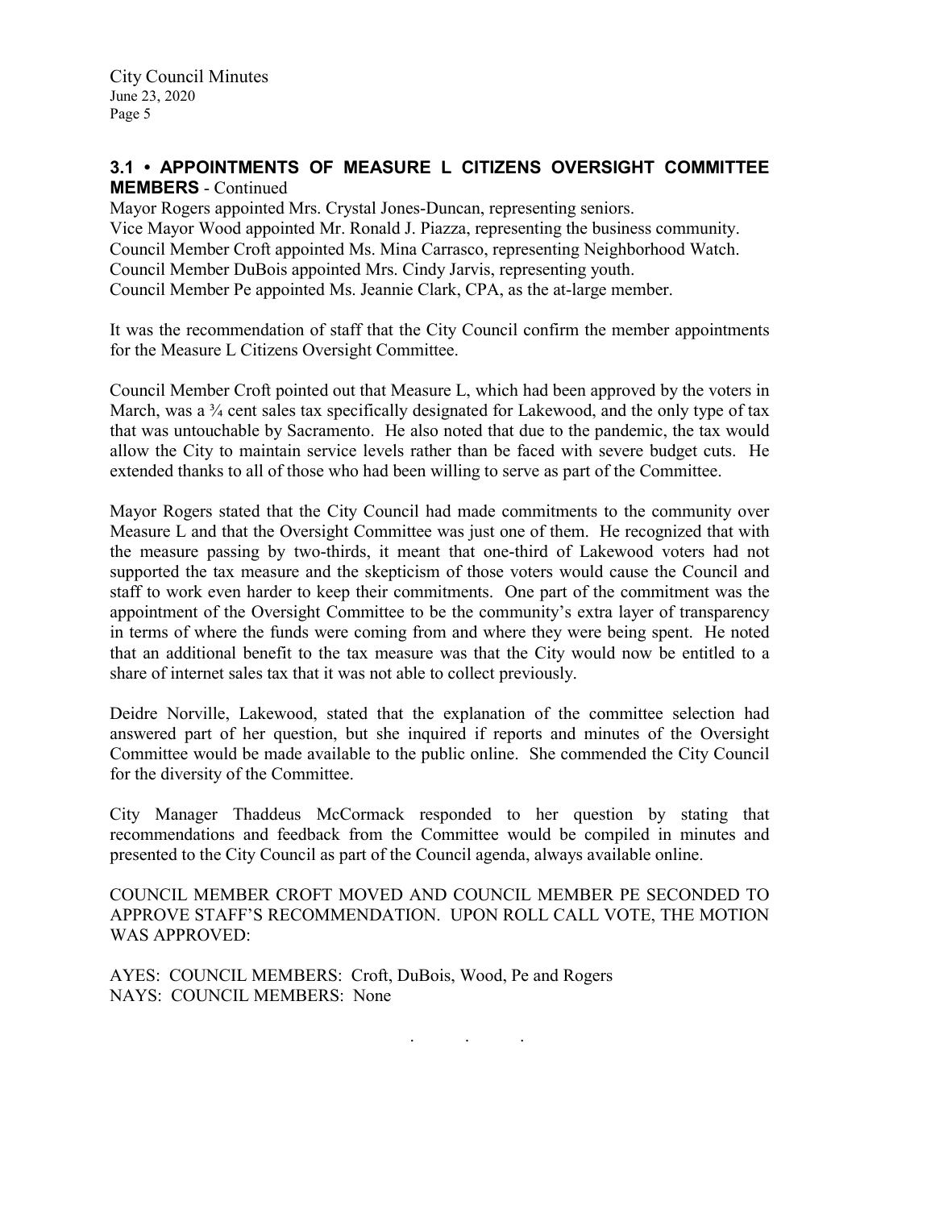### 3.1 • APPOINTMENTS OF MEASURE L CITIZENS OVERSIGHT COMMITTEE MEMBERS - Continued

Mayor Rogers appointed Mrs. Crystal Jones-Duncan, representing seniors.
Vice Mayor Wood appointed Mr. Ronald J. Piazza, representing the business community.
Council Member Croft appointed Ms. Mina Carrasco, representing Neighborhood Watch.
Council Member DuBois appointed Mrs. Cindy Jarvis, representing youth.
Council Member Pe appointed Ms. Jeannie Clark, CPA, as the at-large member.

It was the recommendation of staff that the City Council confirm the member appointments for the Measure L Citizens Oversight Committee.

Council Member Croft pointed out that Measure L, which had been approved by the voters in March, was a ¾ cent sales tax specifically designated for Lakewood, and the only type of tax that was untouchable by Sacramento. He also noted that due to the pandemic, the tax would allow the City to maintain service levels rather than be faced with severe budget cuts. He extended thanks to all of those who had been willing to serve as part of the Committee.

Mayor Rogers stated that the City Council had made commitments to the community over Measure L and that the Oversight Committee was just one of them. He recognized that with the measure passing by two-thirds, it meant that one-third of Lakewood voters had not supported the tax measure and the skepticism of those voters would cause the Council and staff to work even harder to keep their commitments. One part of the commitment was the appointment of the Oversight Committee to be the community's extra layer of transparency in terms of where the funds were coming from and where they were being spent. He noted that an additional benefit to the tax measure was that the City would now be entitled to a share of internet sales tax that it was not able to collect previously.

Deidre Norville, Lakewood, stated that the explanation of the committee selection had answered part of her question, but she inquired if reports and minutes of the Oversight Committee would be made available to the public online. She commended the City Council for the diversity of the Committee.

City Manager Thaddeus McCormack responded to her question by stating that recommendations and feedback from the Committee would be compiled in minutes and presented to the City Council as part of the Council agenda, always available online.

COUNCIL MEMBER CROFT MOVED AND COUNCIL MEMBER PE SECONDED TO APPROVE STAFF'S RECOMMENDATION. UPON ROLL CALL VOTE, THE MOTION WAS APPROVED:

AYES: COUNCIL MEMBERS: Croft, DuBois, Wood, Pe and Rogers
NAYS: COUNCIL MEMBERS: None

. . .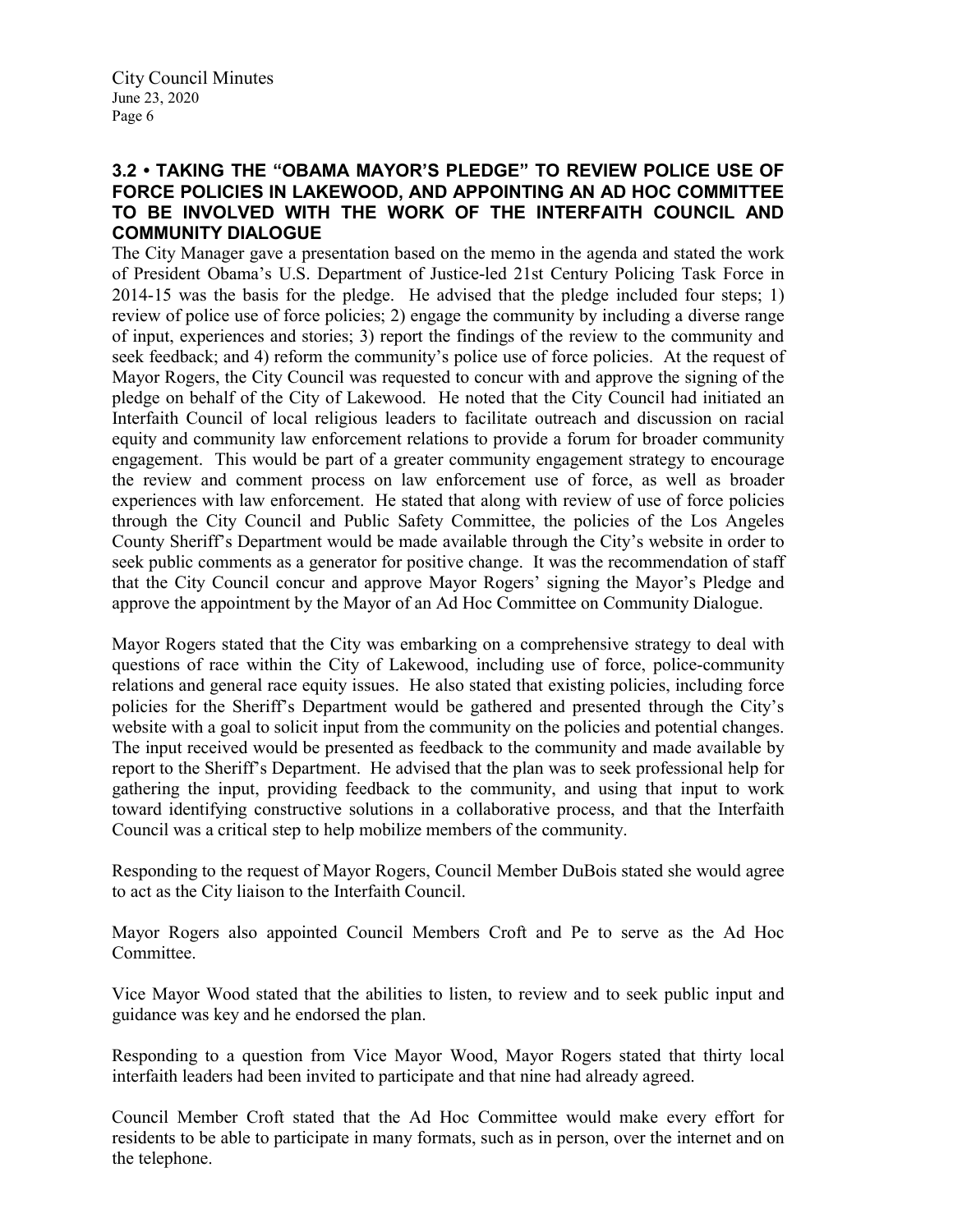### 3.2 • TAKING THE "OBAMA MAYOR'S PLEDGE" TO REVIEW POLICE USE OF FORCE POLICIES IN LAKEWOOD, AND APPOINTING AN AD HOC COMMITTEE TO BE INVOLVED WITH THE WORK OF THE INTERFAITH COUNCIL AND COMMUNITY DIALOGUE

The City Manager gave a presentation based on the memo in the agenda and stated the work of President Obama's U.S. Department of Justice-led 21st Century Policing Task Force in 2014-15 was the basis for the pledge. He advised that the pledge included four steps; 1) review of police use of force policies; 2) engage the community by including a diverse range of input, experiences and stories; 3) report the findings of the review to the community and seek feedback; and 4) reform the community's police use of force policies. At the request of Mayor Rogers, the City Council was requested to concur with and approve the signing of the pledge on behalf of the City of Lakewood. He noted that the City Council had initiated an Interfaith Council of local religious leaders to facilitate outreach and discussion on racial equity and community law enforcement relations to provide a forum for broader community engagement. This would be part of a greater community engagement strategy to encourage the review and comment process on law enforcement use of force, as well as broader experiences with law enforcement. He stated that along with review of use of force policies through the City Council and Public Safety Committee, the policies of the Los Angeles County Sheriff's Department would be made available through the City's website in order to seek public comments as a generator for positive change. It was the recommendation of staff that the City Council concur and approve Mayor Rogers' signing the Mayor's Pledge and approve the appointment by the Mayor of an Ad Hoc Committee on Community Dialogue.

Mayor Rogers stated that the City was embarking on a comprehensive strategy to deal with questions of race within the City of Lakewood, including use of force, police-community relations and general race equity issues. He also stated that existing policies, including force policies for the Sheriff's Department would be gathered and presented through the City's website with a goal to solicit input from the community on the policies and potential changes. The input received would be presented as feedback to the community and made available by report to the Sheriff's Department. He advised that the plan was to seek professional help for gathering the input, providing feedback to the community, and using that input to work toward identifying constructive solutions in a collaborative process, and that the Interfaith Council was a critical step to help mobilize members of the community.

Responding to the request of Mayor Rogers, Council Member DuBois stated she would agree to act as the City liaison to the Interfaith Council.

Mayor Rogers also appointed Council Members Croft and Pe to serve as the Ad Hoc Committee.

Vice Mayor Wood stated that the abilities to listen, to review and to seek public input and guidance was key and he endorsed the plan.

Responding to a question from Vice Mayor Wood, Mayor Rogers stated that thirty local interfaith leaders had been invited to participate and that nine had already agreed.

Council Member Croft stated that the Ad Hoc Committee would make every effort for residents to be able to participate in many formats, such as in person, over the internet and on the telephone.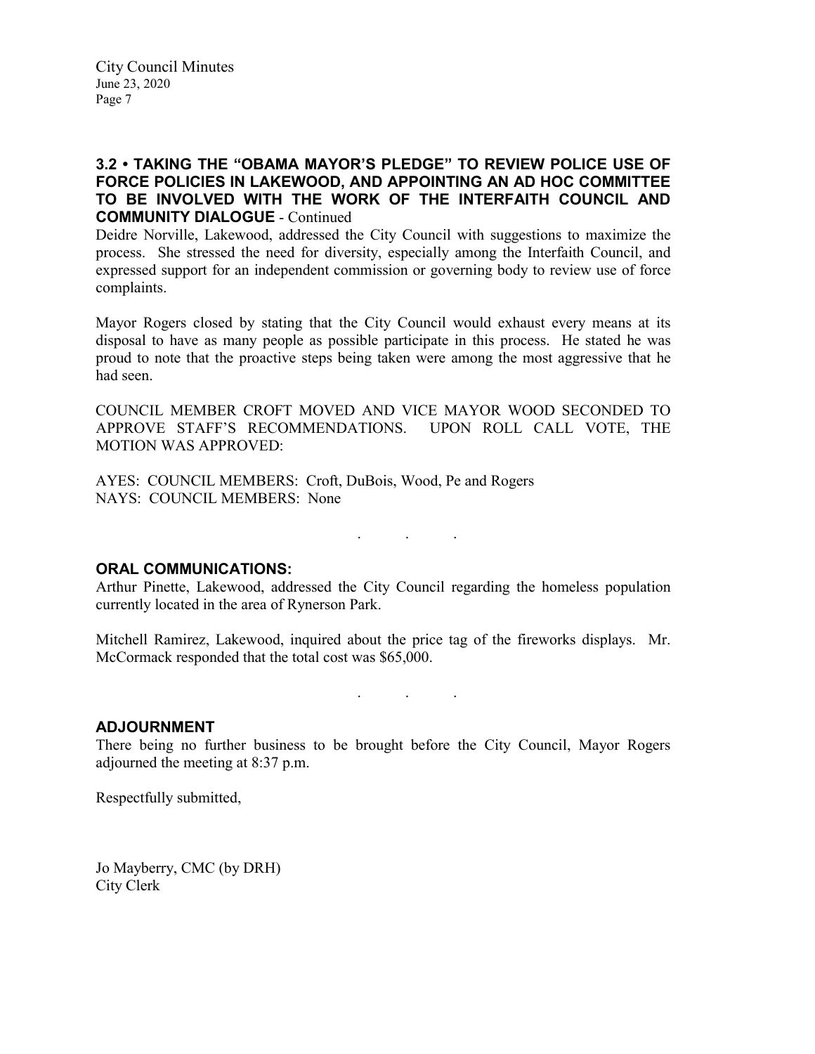### 3.2 • TAKING THE "OBAMA MAYOR'S PLEDGE" TO REVIEW POLICE USE OF FORCE POLICIES IN LAKEWOOD, AND APPOINTING AN AD HOC COMMITTEE TO BE INVOLVED WITH THE WORK OF THE INTERFAITH COUNCIL AND COMMUNITY DIALOGUE - Continued

Deidre Norville, Lakewood, addressed the City Council with suggestions to maximize the process. She stressed the need for diversity, especially among the Interfaith Council, and expressed support for an independent commission or governing body to review use of force complaints.

Mayor Rogers closed by stating that the City Council would exhaust every means at its disposal to have as many people as possible participate in this process. He stated he was proud to note that the proactive steps being taken were among the most aggressive that he had seen.

COUNCIL MEMBER CROFT MOVED AND VICE MAYOR WOOD SECONDED TO APPROVE STAFF'S RECOMMENDATIONS. UPON ROLL CALL VOTE, THE MOTION WAS APPROVED:

AYES: COUNCIL MEMBERS: Croft, DuBois, Wood, Pe and Rogers
NAYS: COUNCIL MEMBERS: None

. . .

### ORAL COMMUNICATIONS:

Arthur Pinette, Lakewood, addressed the City Council regarding the homeless population currently located in the area of Rynerson Park.

Mitchell Ramirez, Lakewood, inquired about the price tag of the fireworks displays. Mr. McCormack responded that the total cost was $65,000.

. . .

### ADJOURNMENT

There being no further business to be brought before the City Council, Mayor Rogers adjourned the meeting at 8:37 p.m.

Respectfully submitted,

Jo Mayberry, CMC (by DRH)
City Clerk